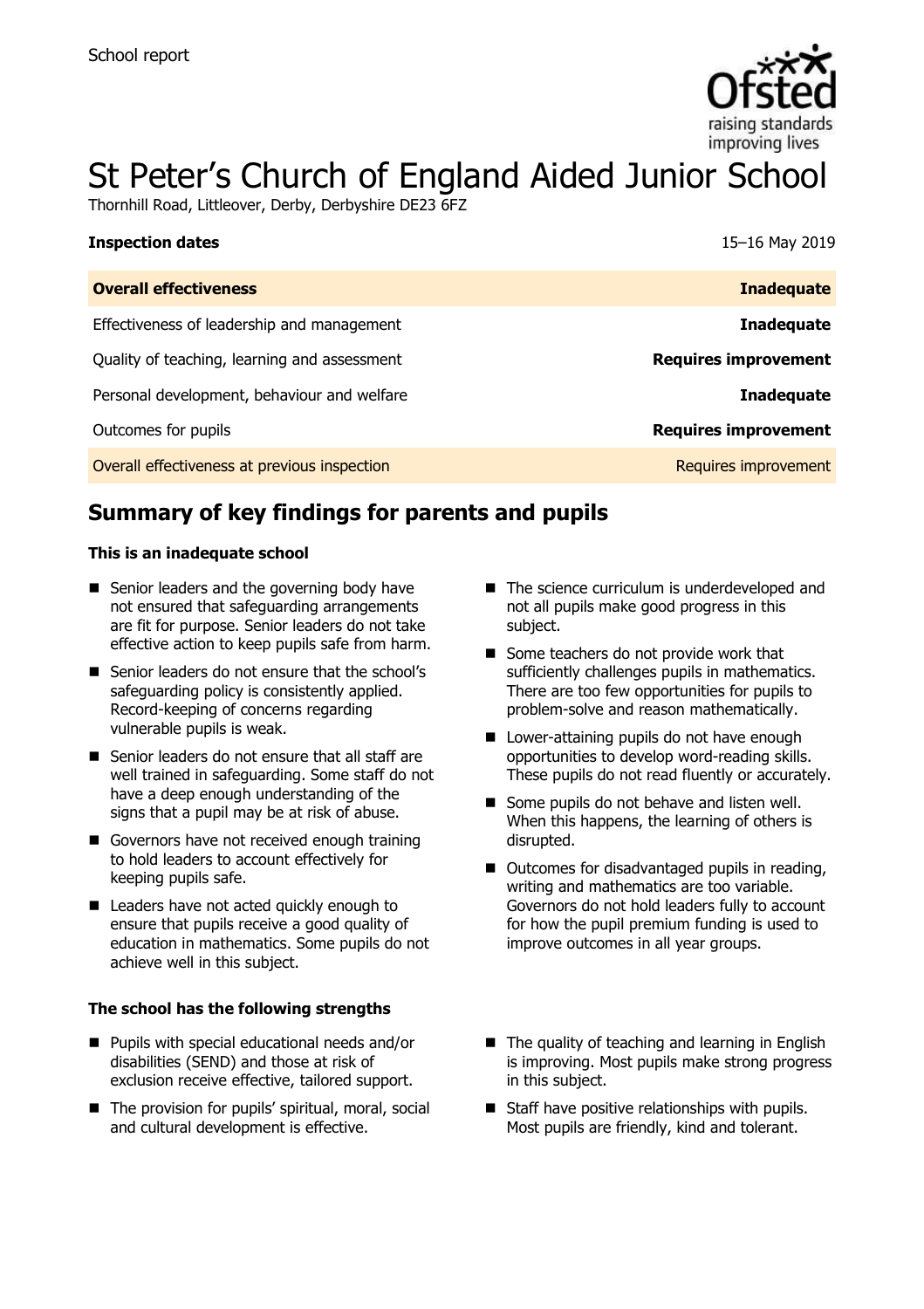School report

# St Peter's Church of England Aided Junior School

Thornhill Road, Littleover, Derby, Derbyshire DE23 6FZ

**Inspection dates** 15–16 May 2019

| **Overall effectiveness** | **Inadequate** |
|---|---|
| Effectiveness of leadership and management | **Inadequate** |
| Quality of teaching, learning and assessment | **Requires improvement** |
| Personal development, behaviour and welfare | **Inadequate** |
| Outcomes for pupils | **Requires improvement** |
| Overall effectiveness at previous inspection | Requires improvement |

## Summary of key findings for parents and pupils

**This is an inadequate school**

- Senior leaders and the governing body have not ensured that safeguarding arrangements are fit for purpose. Senior leaders do not take effective action to keep pupils safe from harm.
- Senior leaders do not ensure that the school's safeguarding policy is consistently applied. Record-keeping of concerns regarding vulnerable pupils is weak.
- Senior leaders do not ensure that all staff are well trained in safeguarding. Some staff do not have a deep enough understanding of the signs that a pupil may be at risk of abuse.
- Governors have not received enough training to hold leaders to account effectively for keeping pupils safe.
- Leaders have not acted quickly enough to ensure that pupils receive a good quality of education in mathematics. Some pupils do not achieve well in this subject.
- The science curriculum is underdeveloped and not all pupils make good progress in this subject.
- Some teachers do not provide work that sufficiently challenges pupils in mathematics. There are too few opportunities for pupils to problem-solve and reason mathematically.
- Lower-attaining pupils do not have enough opportunities to develop word-reading skills. These pupils do not read fluently or accurately.
- Some pupils do not behave and listen well. When this happens, the learning of others is disrupted.
- Outcomes for disadvantaged pupils in reading, writing and mathematics are too variable. Governors do not hold leaders fully to account for how the pupil premium funding is used to improve outcomes in all year groups.

**The school has the following strengths**

- Pupils with special educational needs and/or disabilities (SEND) and those at risk of exclusion receive effective, tailored support.
- The provision for pupils' spiritual, moral, social and cultural development is effective.
- The quality of teaching and learning in English is improving. Most pupils make strong progress in this subject.
- Staff have positive relationships with pupils. Most pupils are friendly, kind and tolerant.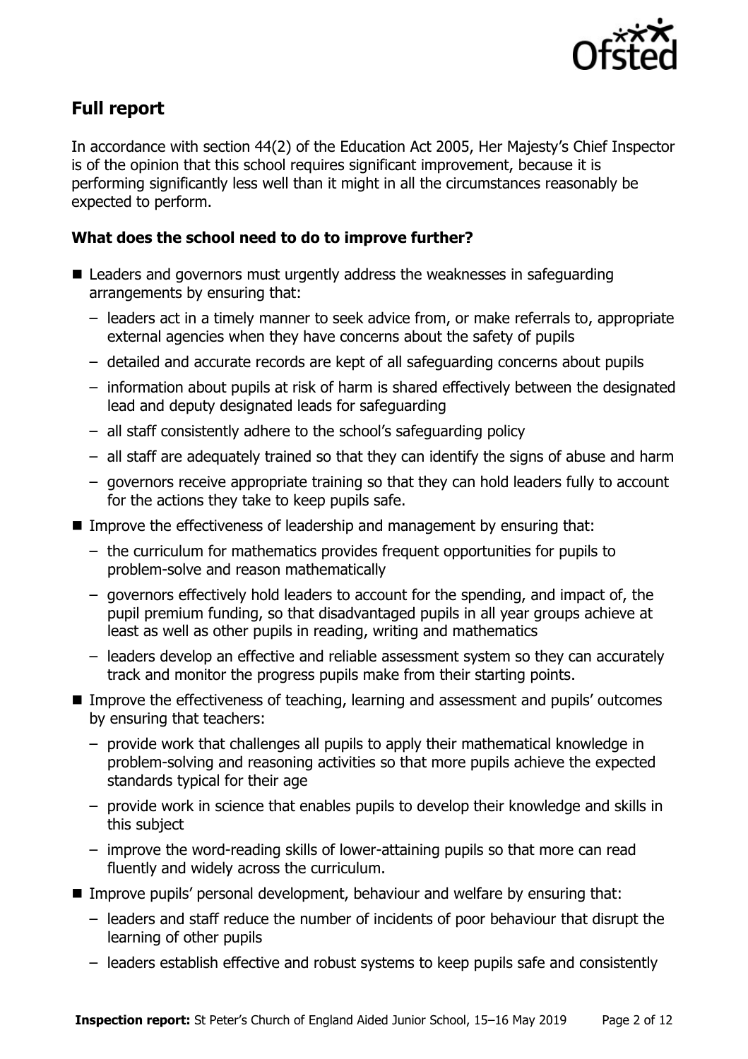## Full report

In accordance with section 44(2) of the Education Act 2005, Her Majesty's Chief Inspector is of the opinion that this school requires significant improvement, because it is performing significantly less well than it might in all the circumstances reasonably be expected to perform.

### What does the school need to do to improve further?

- Leaders and governors must urgently address the weaknesses in safeguarding arrangements by ensuring that:
  - leaders act in a timely manner to seek advice from, or make referrals to, appropriate external agencies when they have concerns about the safety of pupils
  - detailed and accurate records are kept of all safeguarding concerns about pupils
  - information about pupils at risk of harm is shared effectively between the designated lead and deputy designated leads for safeguarding
  - all staff consistently adhere to the school's safeguarding policy
  - all staff are adequately trained so that they can identify the signs of abuse and harm
  - governors receive appropriate training so that they can hold leaders fully to account for the actions they take to keep pupils safe.
- Improve the effectiveness of leadership and management by ensuring that:
  - the curriculum for mathematics provides frequent opportunities for pupils to problem-solve and reason mathematically
  - governors effectively hold leaders to account for the spending, and impact of, the pupil premium funding, so that disadvantaged pupils in all year groups achieve at least as well as other pupils in reading, writing and mathematics
  - leaders develop an effective and reliable assessment system so they can accurately track and monitor the progress pupils make from their starting points.
- Improve the effectiveness of teaching, learning and assessment and pupils' outcomes by ensuring that teachers:
  - provide work that challenges all pupils to apply their mathematical knowledge in problem-solving and reasoning activities so that more pupils achieve the expected standards typical for their age
  - provide work in science that enables pupils to develop their knowledge and skills in this subject
  - improve the word-reading skills of lower-attaining pupils so that more can read fluently and widely across the curriculum.
- Improve pupils' personal development, behaviour and welfare by ensuring that:
  - leaders and staff reduce the number of incidents of poor behaviour that disrupt the learning of other pupils
  - leaders establish effective and robust systems to keep pupils safe and consistently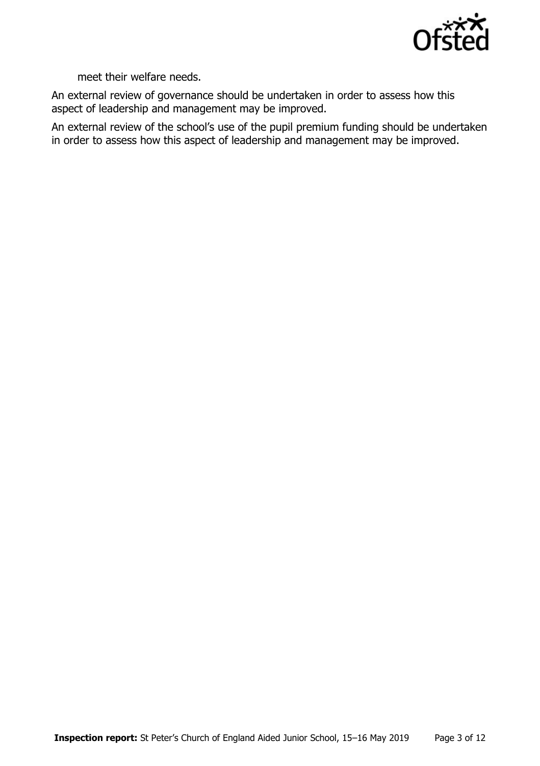meet their welfare needs.

An external review of governance should be undertaken in order to assess how this aspect of leadership and management may be improved.

An external review of the school's use of the pupil premium funding should be undertaken in order to assess how this aspect of leadership and management may be improved.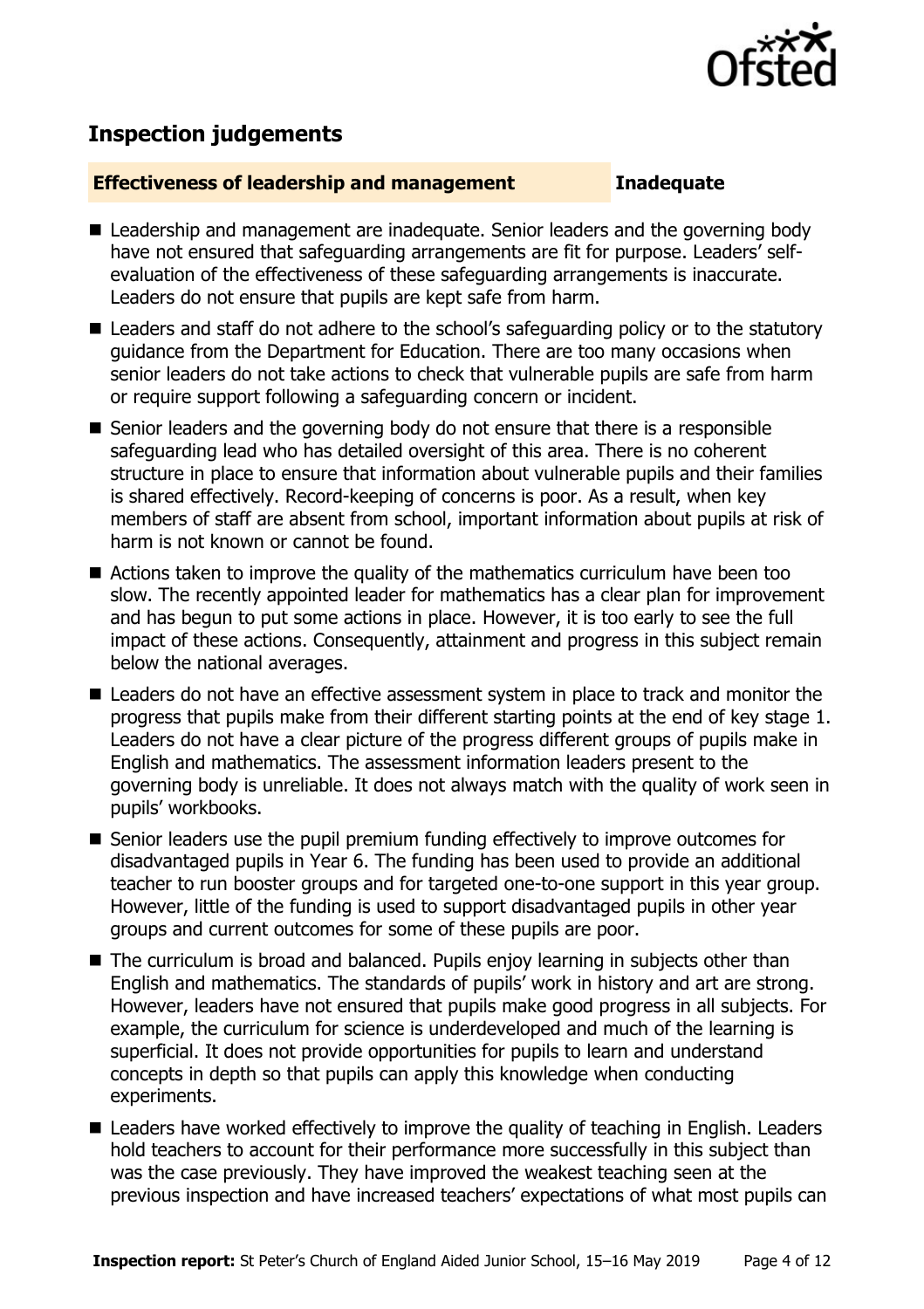## Inspection judgements

**Effectiveness of leadership and management** **Inadequate**

- Leadership and management are inadequate. Senior leaders and the governing body have not ensured that safeguarding arrangements are fit for purpose. Leaders' self-evaluation of the effectiveness of these safeguarding arrangements is inaccurate. Leaders do not ensure that pupils are kept safe from harm.
- Leaders and staff do not adhere to the school's safeguarding policy or to the statutory guidance from the Department for Education. There are too many occasions when senior leaders do not take actions to check that vulnerable pupils are safe from harm or require support following a safeguarding concern or incident.
- Senior leaders and the governing body do not ensure that there is a responsible safeguarding lead who has detailed oversight of this area. There is no coherent structure in place to ensure that information about vulnerable pupils and their families is shared effectively. Record-keeping of concerns is poor. As a result, when key members of staff are absent from school, important information about pupils at risk of harm is not known or cannot be found.
- Actions taken to improve the quality of the mathematics curriculum have been too slow. The recently appointed leader for mathematics has a clear plan for improvement and has begun to put some actions in place. However, it is too early to see the full impact of these actions. Consequently, attainment and progress in this subject remain below the national averages.
- Leaders do not have an effective assessment system in place to track and monitor the progress that pupils make from their different starting points at the end of key stage 1. Leaders do not have a clear picture of the progress different groups of pupils make in English and mathematics. The assessment information leaders present to the governing body is unreliable. It does not always match with the quality of work seen in pupils' workbooks.
- Senior leaders use the pupil premium funding effectively to improve outcomes for disadvantaged pupils in Year 6. The funding has been used to provide an additional teacher to run booster groups and for targeted one-to-one support in this year group. However, little of the funding is used to support disadvantaged pupils in other year groups and current outcomes for some of these pupils are poor.
- The curriculum is broad and balanced. Pupils enjoy learning in subjects other than English and mathematics. The standards of pupils' work in history and art are strong. However, leaders have not ensured that pupils make good progress in all subjects. For example, the curriculum for science is underdeveloped and much of the learning is superficial. It does not provide opportunities for pupils to learn and understand concepts in depth so that pupils can apply this knowledge when conducting experiments.
- Leaders have worked effectively to improve the quality of teaching in English. Leaders hold teachers to account for their performance more successfully in this subject than was the case previously. They have improved the weakest teaching seen at the previous inspection and have increased teachers' expectations of what most pupils can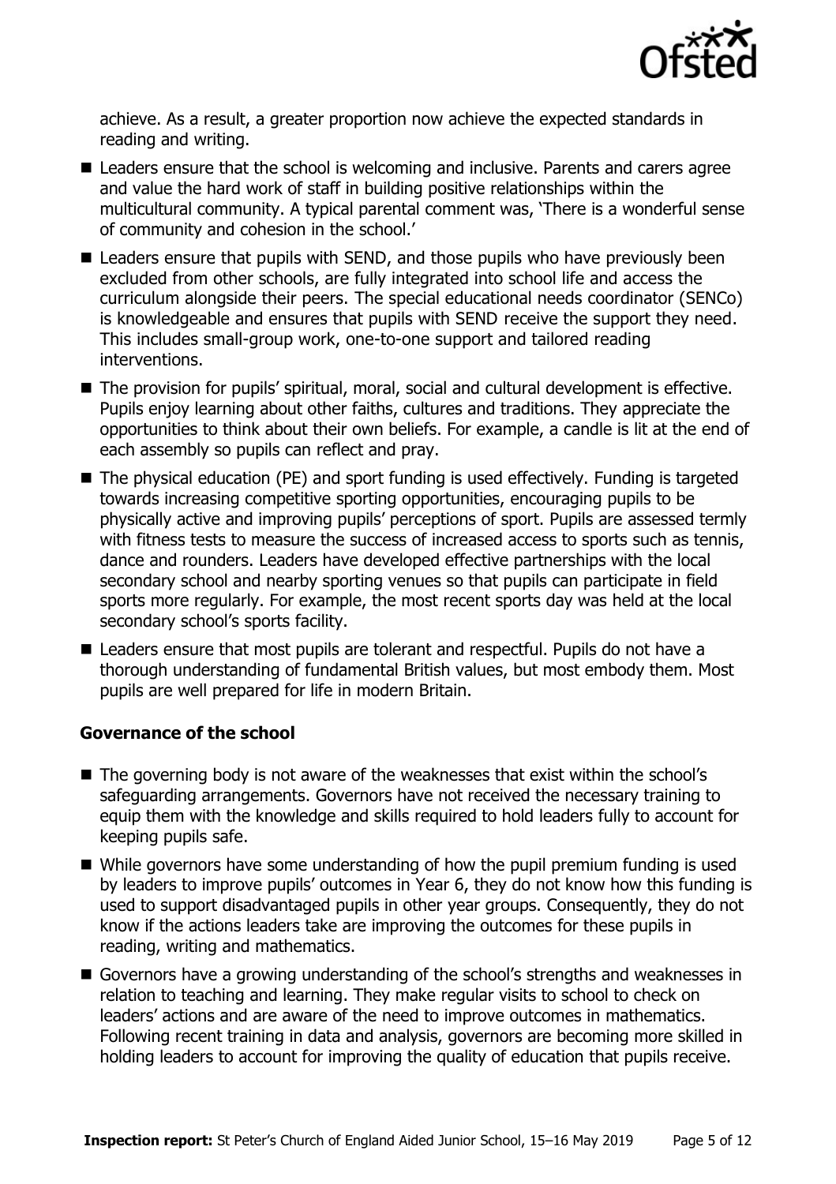achieve. As a result, a greater proportion now achieve the expected standards in reading and writing.

- Leaders ensure that the school is welcoming and inclusive. Parents and carers agree and value the hard work of staff in building positive relationships within the multicultural community. A typical parental comment was, 'There is a wonderful sense of community and cohesion in the school.'
- Leaders ensure that pupils with SEND, and those pupils who have previously been excluded from other schools, are fully integrated into school life and access the curriculum alongside their peers. The special educational needs coordinator (SENCo) is knowledgeable and ensures that pupils with SEND receive the support they need. This includes small-group work, one-to-one support and tailored reading interventions.
- The provision for pupils' spiritual, moral, social and cultural development is effective. Pupils enjoy learning about other faiths, cultures and traditions. They appreciate the opportunities to think about their own beliefs. For example, a candle is lit at the end of each assembly so pupils can reflect and pray.
- The physical education (PE) and sport funding is used effectively. Funding is targeted towards increasing competitive sporting opportunities, encouraging pupils to be physically active and improving pupils' perceptions of sport. Pupils are assessed termly with fitness tests to measure the success of increased access to sports such as tennis, dance and rounders. Leaders have developed effective partnerships with the local secondary school and nearby sporting venues so that pupils can participate in field sports more regularly. For example, the most recent sports day was held at the local secondary school's sports facility.
- Leaders ensure that most pupils are tolerant and respectful. Pupils do not have a thorough understanding of fundamental British values, but most embody them. Most pupils are well prepared for life in modern Britain.

### Governance of the school

- The governing body is not aware of the weaknesses that exist within the school's safeguarding arrangements. Governors have not received the necessary training to equip them with the knowledge and skills required to hold leaders fully to account for keeping pupils safe.
- While governors have some understanding of how the pupil premium funding is used by leaders to improve pupils' outcomes in Year 6, they do not know how this funding is used to support disadvantaged pupils in other year groups. Consequently, they do not know if the actions leaders take are improving the outcomes for these pupils in reading, writing and mathematics.
- Governors have a growing understanding of the school's strengths and weaknesses in relation to teaching and learning. They make regular visits to school to check on leaders' actions and are aware of the need to improve outcomes in mathematics. Following recent training in data and analysis, governors are becoming more skilled in holding leaders to account for improving the quality of education that pupils receive.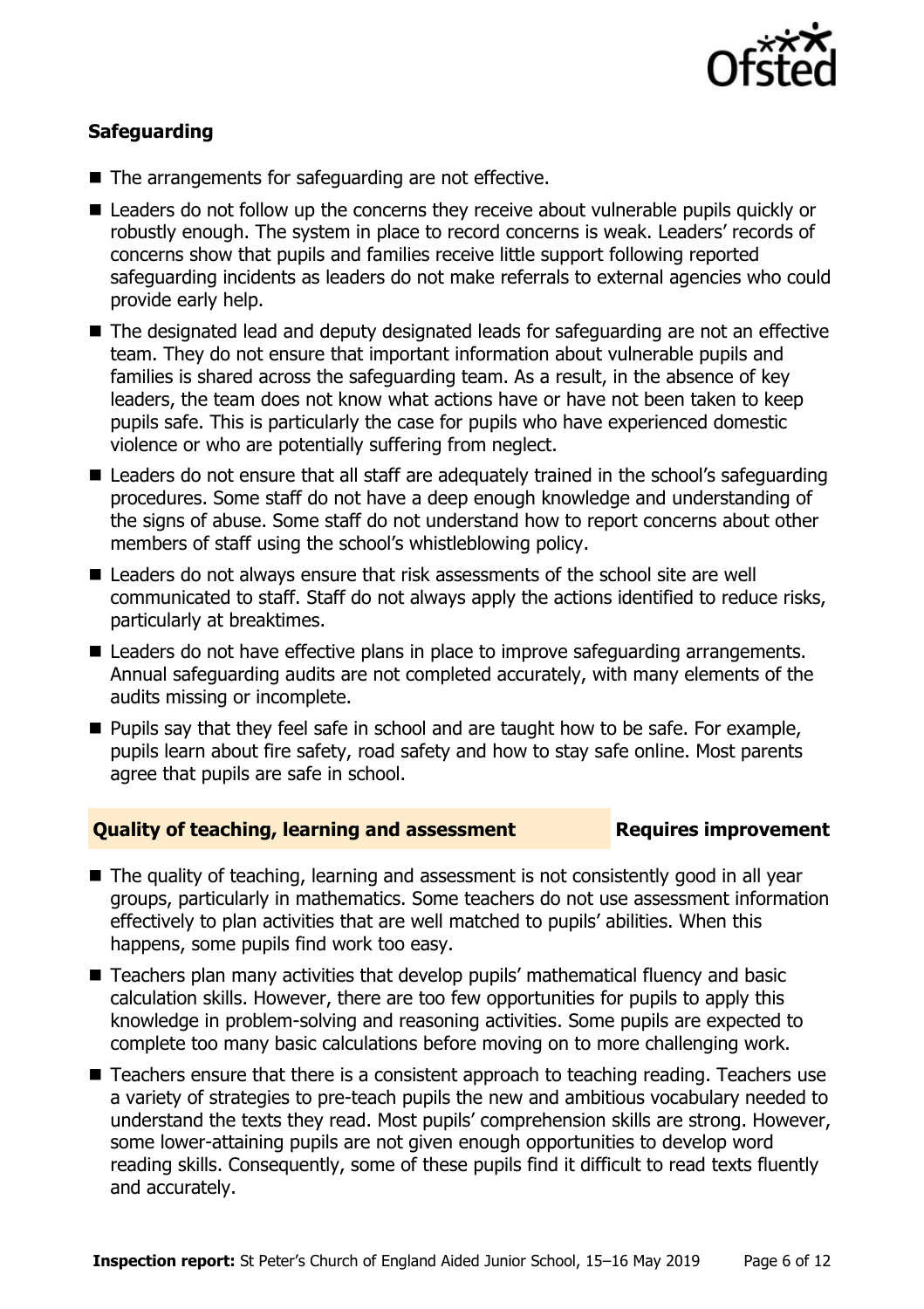### Safeguarding

- The arrangements for safeguarding are not effective.
- Leaders do not follow up the concerns they receive about vulnerable pupils quickly or robustly enough. The system in place to record concerns is weak. Leaders' records of concerns show that pupils and families receive little support following reported safeguarding incidents as leaders do not make referrals to external agencies who could provide early help.
- The designated lead and deputy designated leads for safeguarding are not an effective team. They do not ensure that important information about vulnerable pupils and families is shared across the safeguarding team. As a result, in the absence of key leaders, the team does not know what actions have or have not been taken to keep pupils safe. This is particularly the case for pupils who have experienced domestic violence or who are potentially suffering from neglect.
- Leaders do not ensure that all staff are adequately trained in the school's safeguarding procedures. Some staff do not have a deep enough knowledge and understanding of the signs of abuse. Some staff do not understand how to report concerns about other members of staff using the school's whistleblowing policy.
- Leaders do not always ensure that risk assessments of the school site are well communicated to staff. Staff do not always apply the actions identified to reduce risks, particularly at breaktimes.
- Leaders do not have effective plans in place to improve safeguarding arrangements. Annual safeguarding audits are not completed accurately, with many elements of the audits missing or incomplete.
- Pupils say that they feel safe in school and are taught how to be safe. For example, pupils learn about fire safety, road safety and how to stay safe online. Most parents agree that pupils are safe in school.

### Quality of teaching, learning and assessment — Requires improvement

- The quality of teaching, learning and assessment is not consistently good in all year groups, particularly in mathematics. Some teachers do not use assessment information effectively to plan activities that are well matched to pupils' abilities. When this happens, some pupils find work too easy.
- Teachers plan many activities that develop pupils' mathematical fluency and basic calculation skills. However, there are too few opportunities for pupils to apply this knowledge in problem-solving and reasoning activities. Some pupils are expected to complete too many basic calculations before moving on to more challenging work.
- Teachers ensure that there is a consistent approach to teaching reading. Teachers use a variety of strategies to pre-teach pupils the new and ambitious vocabulary needed to understand the texts they read. Most pupils' comprehension skills are strong. However, some lower-attaining pupils are not given enough opportunities to develop word reading skills. Consequently, some of these pupils find it difficult to read texts fluently and accurately.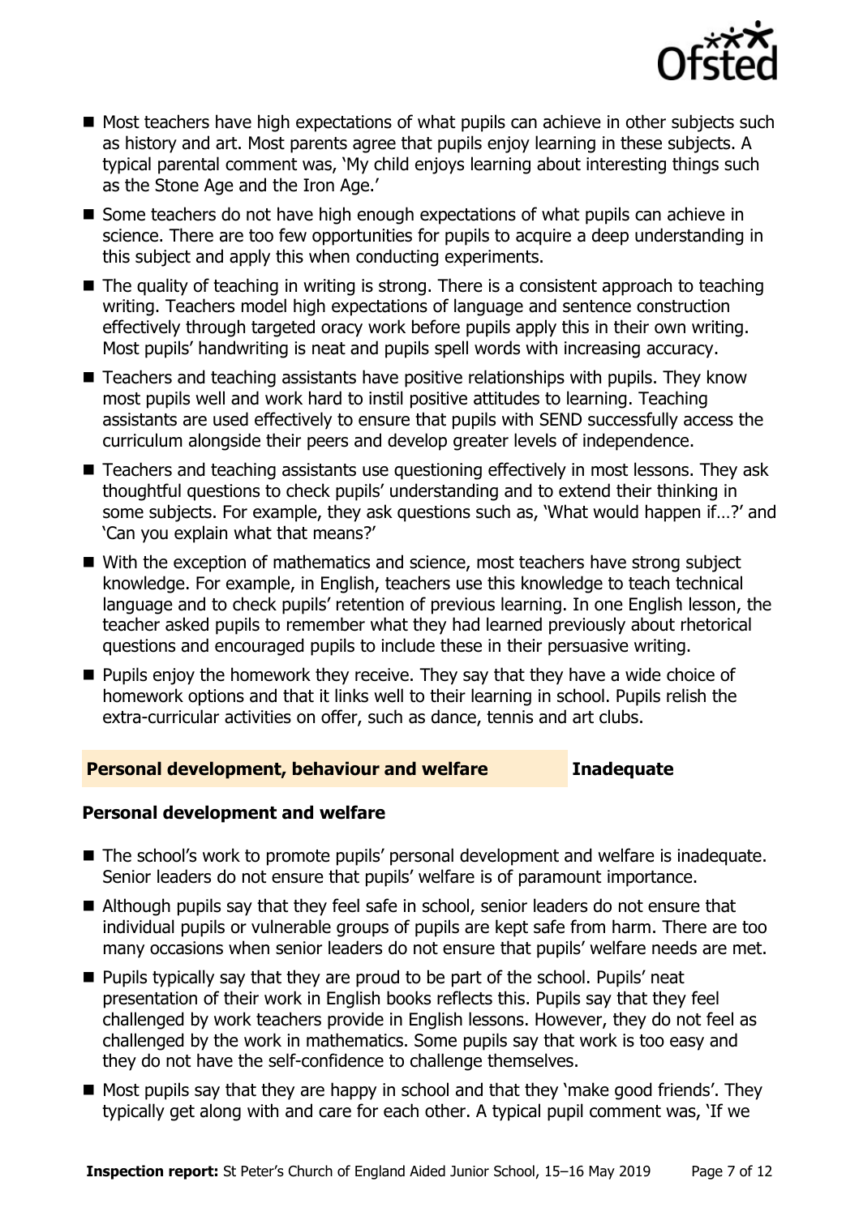- Most teachers have high expectations of what pupils can achieve in other subjects such as history and art. Most parents agree that pupils enjoy learning in these subjects. A typical parental comment was, 'My child enjoys learning about interesting things such as the Stone Age and the Iron Age.'
- Some teachers do not have high enough expectations of what pupils can achieve in science. There are too few opportunities for pupils to acquire a deep understanding in this subject and apply this when conducting experiments.
- The quality of teaching in writing is strong. There is a consistent approach to teaching writing. Teachers model high expectations of language and sentence construction effectively through targeted oracy work before pupils apply this in their own writing. Most pupils' handwriting is neat and pupils spell words with increasing accuracy.
- Teachers and teaching assistants have positive relationships with pupils. They know most pupils well and work hard to instil positive attitudes to learning. Teaching assistants are used effectively to ensure that pupils with SEND successfully access the curriculum alongside their peers and develop greater levels of independence.
- Teachers and teaching assistants use questioning effectively in most lessons. They ask thoughtful questions to check pupils' understanding and to extend their thinking in some subjects. For example, they ask questions such as, 'What would happen if…?' and 'Can you explain what that means?'
- With the exception of mathematics and science, most teachers have strong subject knowledge. For example, in English, teachers use this knowledge to teach technical language and to check pupils' retention of previous learning. In one English lesson, the teacher asked pupils to remember what they had learned previously about rhetorical questions and encouraged pupils to include these in their persuasive writing.
- Pupils enjoy the homework they receive. They say that they have a wide choice of homework options and that it links well to their learning in school. Pupils relish the extra-curricular activities on offer, such as dance, tennis and art clubs.

## Personal development, behaviour and welfare — Inadequate

### Personal development and welfare

- The school's work to promote pupils' personal development and welfare is inadequate. Senior leaders do not ensure that pupils' welfare is of paramount importance.
- Although pupils say that they feel safe in school, senior leaders do not ensure that individual pupils or vulnerable groups of pupils are kept safe from harm. There are too many occasions when senior leaders do not ensure that pupils' welfare needs are met.
- Pupils typically say that they are proud to be part of the school. Pupils' neat presentation of their work in English books reflects this. Pupils say that they feel challenged by work teachers provide in English lessons. However, they do not feel as challenged by the work in mathematics. Some pupils say that work is too easy and they do not have the self-confidence to challenge themselves.
- Most pupils say that they are happy in school and that they 'make good friends'. They typically get along with and care for each other. A typical pupil comment was, 'If we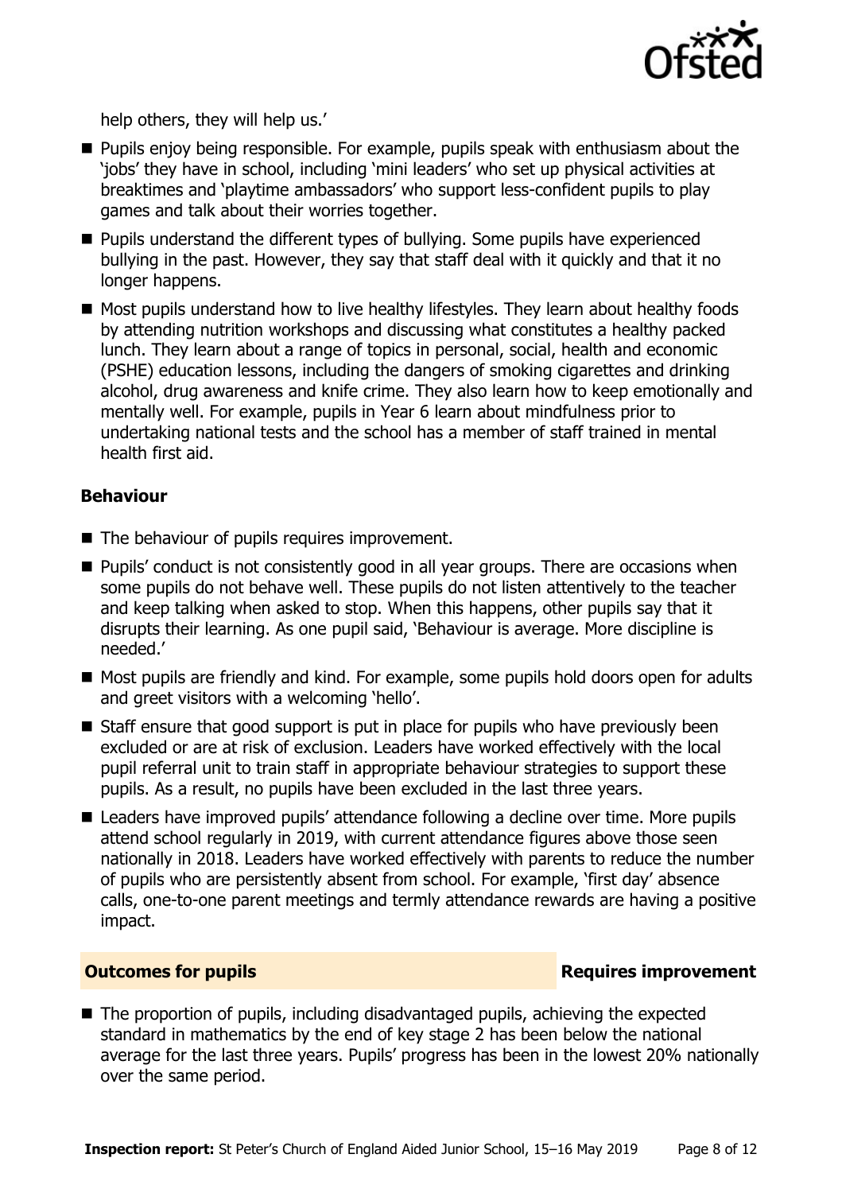help others, they will help us.'

- Pupils enjoy being responsible. For example, pupils speak with enthusiasm about the 'jobs' they have in school, including 'mini leaders' who set up physical activities at breaktimes and 'playtime ambassadors' who support less-confident pupils to play games and talk about their worries together.
- Pupils understand the different types of bullying. Some pupils have experienced bullying in the past. However, they say that staff deal with it quickly and that it no longer happens.
- Most pupils understand how to live healthy lifestyles. They learn about healthy foods by attending nutrition workshops and discussing what constitutes a healthy packed lunch. They learn about a range of topics in personal, social, health and economic (PSHE) education lessons, including the dangers of smoking cigarettes and drinking alcohol, drug awareness and knife crime. They also learn how to keep emotionally and mentally well. For example, pupils in Year 6 learn about mindfulness prior to undertaking national tests and the school has a member of staff trained in mental health first aid.

### Behaviour

- The behaviour of pupils requires improvement.
- Pupils' conduct is not consistently good in all year groups. There are occasions when some pupils do not behave well. These pupils do not listen attentively to the teacher and keep talking when asked to stop. When this happens, other pupils say that it disrupts their learning. As one pupil said, 'Behaviour is average. More discipline is needed.'
- Most pupils are friendly and kind. For example, some pupils hold doors open for adults and greet visitors with a welcoming 'hello'.
- Staff ensure that good support is put in place for pupils who have previously been excluded or are at risk of exclusion. Leaders have worked effectively with the local pupil referral unit to train staff in appropriate behaviour strategies to support these pupils. As a result, no pupils have been excluded in the last three years.
- Leaders have improved pupils' attendance following a decline over time. More pupils attend school regularly in 2019, with current attendance figures above those seen nationally in 2018. Leaders have worked effectively with parents to reduce the number of pupils who are persistently absent from school. For example, 'first day' absence calls, one-to-one parent meetings and termly attendance rewards are having a positive impact.

## Outcomes for pupils — Requires improvement

- The proportion of pupils, including disadvantaged pupils, achieving the expected standard in mathematics by the end of key stage 2 has been below the national average for the last three years. Pupils' progress has been in the lowest 20% nationally over the same period.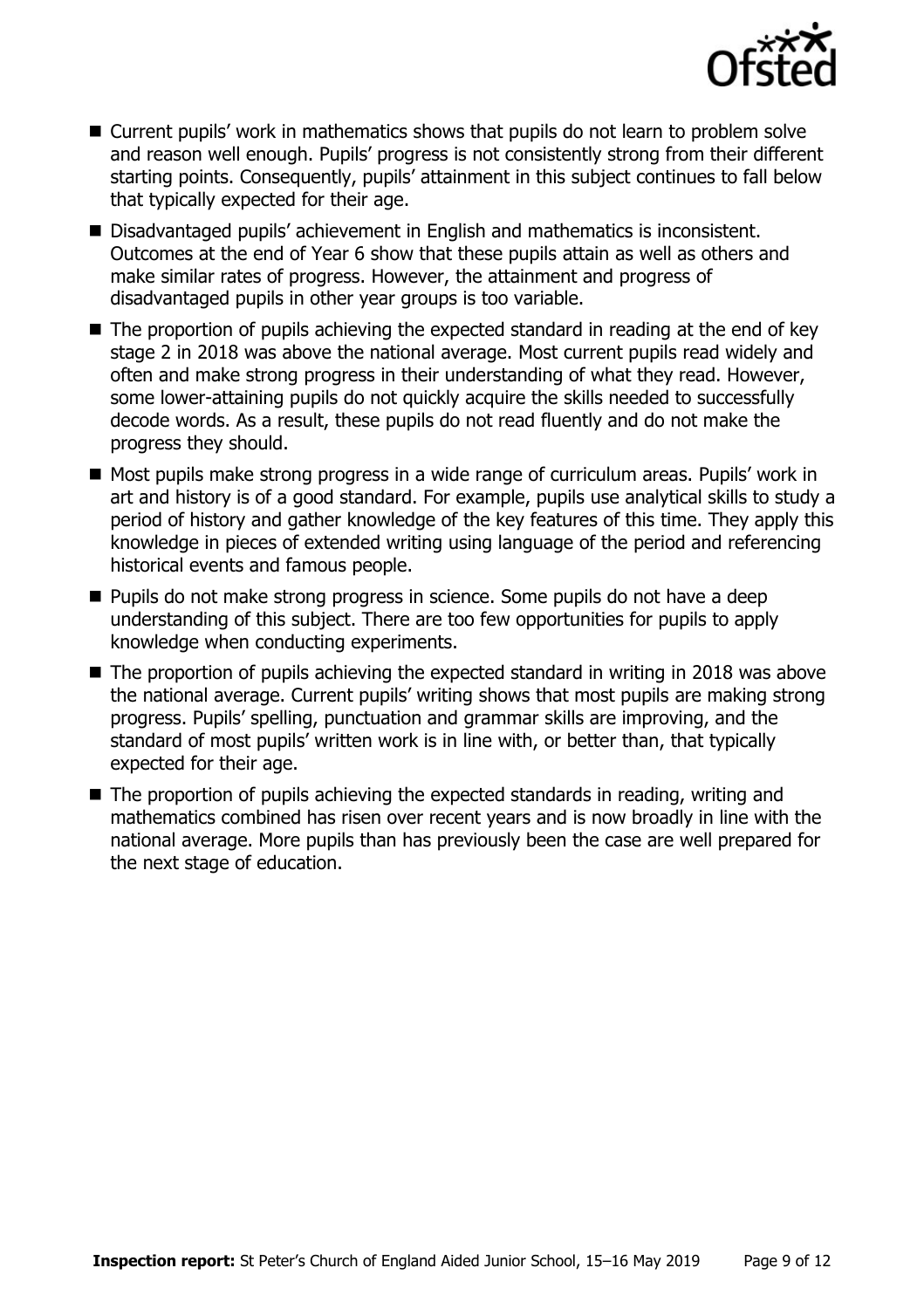- Current pupils' work in mathematics shows that pupils do not learn to problem solve and reason well enough. Pupils' progress is not consistently strong from their different starting points. Consequently, pupils' attainment in this subject continues to fall below that typically expected for their age.
- Disadvantaged pupils' achievement in English and mathematics is inconsistent. Outcomes at the end of Year 6 show that these pupils attain as well as others and make similar rates of progress. However, the attainment and progress of disadvantaged pupils in other year groups is too variable.
- The proportion of pupils achieving the expected standard in reading at the end of key stage 2 in 2018 was above the national average. Most current pupils read widely and often and make strong progress in their understanding of what they read. However, some lower-attaining pupils do not quickly acquire the skills needed to successfully decode words. As a result, these pupils do not read fluently and do not make the progress they should.
- Most pupils make strong progress in a wide range of curriculum areas. Pupils' work in art and history is of a good standard. For example, pupils use analytical skills to study a period of history and gather knowledge of the key features of this time. They apply this knowledge in pieces of extended writing using language of the period and referencing historical events and famous people.
- Pupils do not make strong progress in science. Some pupils do not have a deep understanding of this subject. There are too few opportunities for pupils to apply knowledge when conducting experiments.
- The proportion of pupils achieving the expected standard in writing in 2018 was above the national average. Current pupils' writing shows that most pupils are making strong progress. Pupils' spelling, punctuation and grammar skills are improving, and the standard of most pupils' written work is in line with, or better than, that typically expected for their age.
- The proportion of pupils achieving the expected standards in reading, writing and mathematics combined has risen over recent years and is now broadly in line with the national average. More pupils than has previously been the case are well prepared for the next stage of education.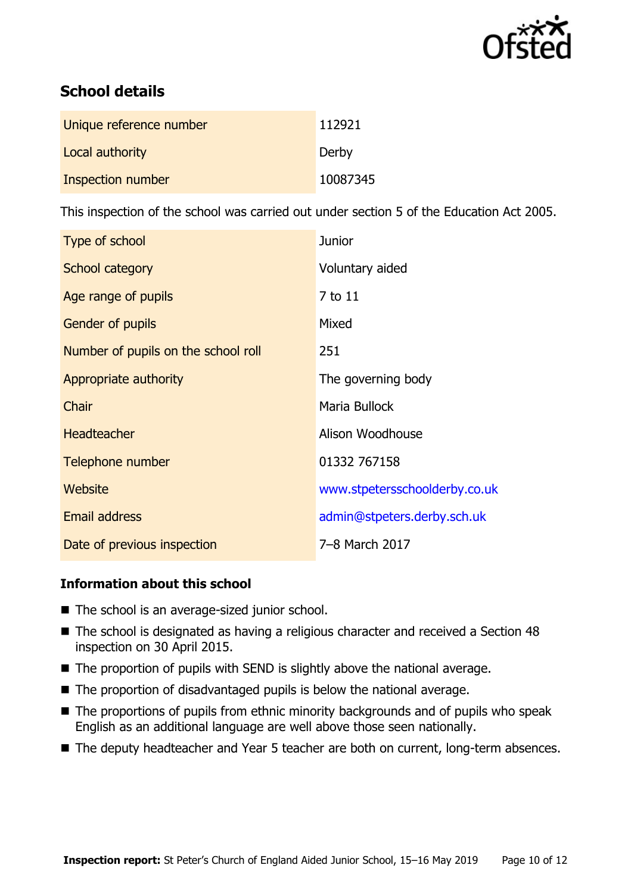## School details

| | |
|---|---|
| Unique reference number | 112921 |
| Local authority | Derby |
| Inspection number | 10087345 |

This inspection of the school was carried out under section 5 of the Education Act 2005.

| | |
|---|---|
| Type of school | Junior |
| School category | Voluntary aided |
| Age range of pupils | 7 to 11 |
| Gender of pupils | Mixed |
| Number of pupils on the school roll | 251 |
| Appropriate authority | The governing body |
| Chair | Maria Bullock |
| Headteacher | Alison Woodhouse |
| Telephone number | 01332 767158 |
| Website | www.stpetersschoolderby.co.uk |
| Email address | admin@stpeters.derby.sch.uk |
| Date of previous inspection | 7–8 March 2017 |

### Information about this school

- The school is an average-sized junior school.
- The school is designated as having a religious character and received a Section 48 inspection on 30 April 2015.
- The proportion of pupils with SEND is slightly above the national average.
- The proportion of disadvantaged pupils is below the national average.
- The proportions of pupils from ethnic minority backgrounds and of pupils who speak English as an additional language are well above those seen nationally.
- The deputy headteacher and Year 5 teacher are both on current, long-term absences.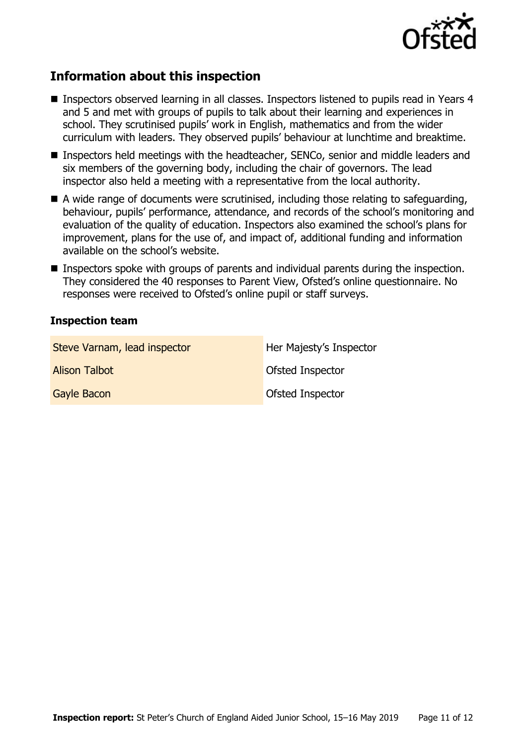## Information about this inspection

- Inspectors observed learning in all classes. Inspectors listened to pupils read in Years 4 and 5 and met with groups of pupils to talk about their learning and experiences in school. They scrutinised pupils' work in English, mathematics and from the wider curriculum with leaders. They observed pupils' behaviour at lunchtime and breaktime.
- Inspectors held meetings with the headteacher, SENCo, senior and middle leaders and six members of the governing body, including the chair of governors. The lead inspector also held a meeting with a representative from the local authority.
- A wide range of documents were scrutinised, including those relating to safeguarding, behaviour, pupils' performance, attendance, and records of the school's monitoring and evaluation of the quality of education. Inspectors also examined the school's plans for improvement, plans for the use of, and impact of, additional funding and information available on the school's website.
- Inspectors spoke with groups of parents and individual parents during the inspection. They considered the 40 responses to Parent View, Ofsted's online questionnaire. No responses were received to Ofsted's online pupil or staff surveys.

### Inspection team

| | |
|---|---|
| Steve Varnam, lead inspector | Her Majesty's Inspector |
| Alison Talbot | Ofsted Inspector |
| Gayle Bacon | Ofsted Inspector |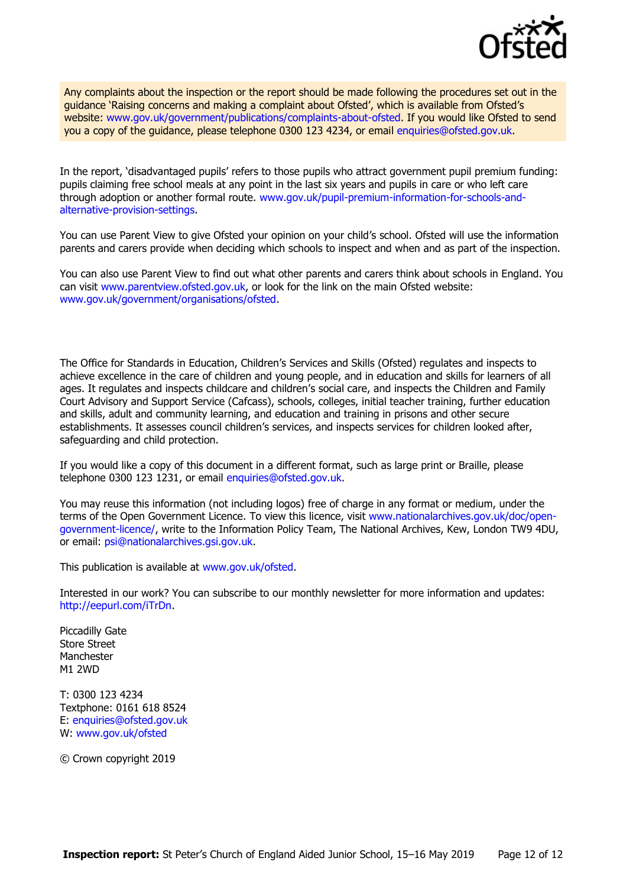Any complaints about the inspection or the report should be made following the procedures set out in the guidance 'Raising concerns and making a complaint about Ofsted', which is available from Ofsted's website: www.gov.uk/government/publications/complaints-about-ofsted. If you would like Ofsted to send you a copy of the guidance, please telephone 0300 123 4234, or email enquiries@ofsted.gov.uk.

In the report, 'disadvantaged pupils' refers to those pupils who attract government pupil premium funding: pupils claiming free school meals at any point in the last six years and pupils in care or who left care through adoption or another formal route. www.gov.uk/pupil-premium-information-for-schools-and-alternative-provision-settings.

You can use Parent View to give Ofsted your opinion on your child's school. Ofsted will use the information parents and carers provide when deciding which schools to inspect and when and as part of the inspection.

You can also use Parent View to find out what other parents and carers think about schools in England. You can visit www.parentview.ofsted.gov.uk, or look for the link on the main Ofsted website: www.gov.uk/government/organisations/ofsted.

The Office for Standards in Education, Children's Services and Skills (Ofsted) regulates and inspects to achieve excellence in the care of children and young people, and in education and skills for learners of all ages. It regulates and inspects childcare and children's social care, and inspects the Children and Family Court Advisory and Support Service (Cafcass), schools, colleges, initial teacher training, further education and skills, adult and community learning, and education and training in prisons and other secure establishments. It assesses council children's services, and inspects services for children looked after, safeguarding and child protection.

If you would like a copy of this document in a different format, such as large print or Braille, please telephone 0300 123 1231, or email enquiries@ofsted.gov.uk.

You may reuse this information (not including logos) free of charge in any format or medium, under the terms of the Open Government Licence. To view this licence, visit www.nationalarchives.gov.uk/doc/open-government-licence/, write to the Information Policy Team, The National Archives, Kew, London TW9 4DU, or email: psi@nationalarchives.gsi.gov.uk.

This publication is available at www.gov.uk/ofsted.

Interested in our work? You can subscribe to our monthly newsletter for more information and updates: http://eepurl.com/iTrDn.

Piccadilly Gate
Store Street
Manchester
M1 2WD

T: 0300 123 4234
Textphone: 0161 618 8524
E: enquiries@ofsted.gov.uk
W: www.gov.uk/ofsted

© Crown copyright 2019